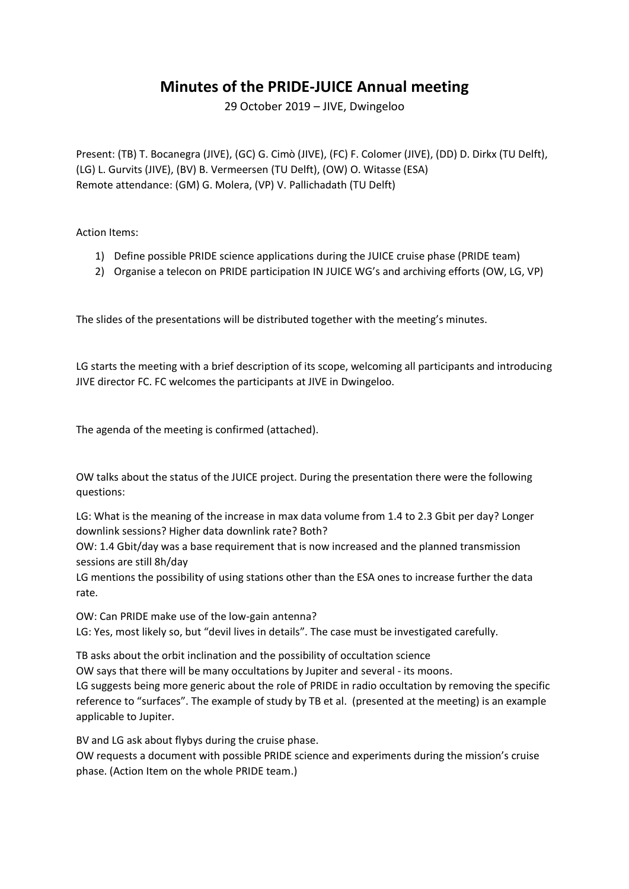# Minutes of the PRIDE-JUICE Annual meeting

29 October 2019 – JIVE, Dwingeloo

Present: (TB) T. Bocanegra (JIVE), (GC) G. Cimò (JIVE), (FC) F. Colomer (JIVE), (DD) D. Dirkx (TU Delft), (LG) L. Gurvits (JIVE), (BV) B. Vermeersen (TU Delft), (OW) O. Witasse (ESA)
Remote attendance: (GM) G. Molera, (VP) V. Pallichadath (TU Delft)

Action Items:

1) Define possible PRIDE science applications during the JUICE cruise phase (PRIDE team)
2) Organise a telecon on PRIDE participation IN JUICE WG's and archiving efforts (OW, LG, VP)

The slides of the presentations will be distributed together with the meeting's minutes.

LG starts the meeting with a brief description of its scope, welcoming all participants and introducing JIVE director FC. FC welcomes the participants at JIVE in Dwingeloo.

The agenda of the meeting is confirmed (attached).

OW talks about the status of the JUICE project. During the presentation there were the following questions:

LG: What is the meaning of the increase in max data volume from 1.4 to 2.3 Gbit per day? Longer downlink sessions? Higher data downlink rate? Both?
OW: 1.4 Gbit/day was a base requirement that is now increased and the planned transmission sessions are still 8h/day
LG mentions the possibility of using stations other than the ESA ones to increase further the data rate.

OW: Can PRIDE make use of the low-gain antenna?
LG: Yes, most likely so, but "devil lives in details". The case must be investigated carefully.

TB asks about the orbit inclination and the possibility of occultation science
OW says that there will be many occultations by Jupiter and several - its moons.
LG suggests being more generic about the role of PRIDE in radio occultation by removing the specific reference to "surfaces". The example of study by TB et al. (presented at the meeting) is an example applicable to Jupiter.

BV and LG ask about flybys during the cruise phase.
OW requests a document with possible PRIDE science and experiments during the mission's cruise phase. (Action Item on the whole PRIDE team.)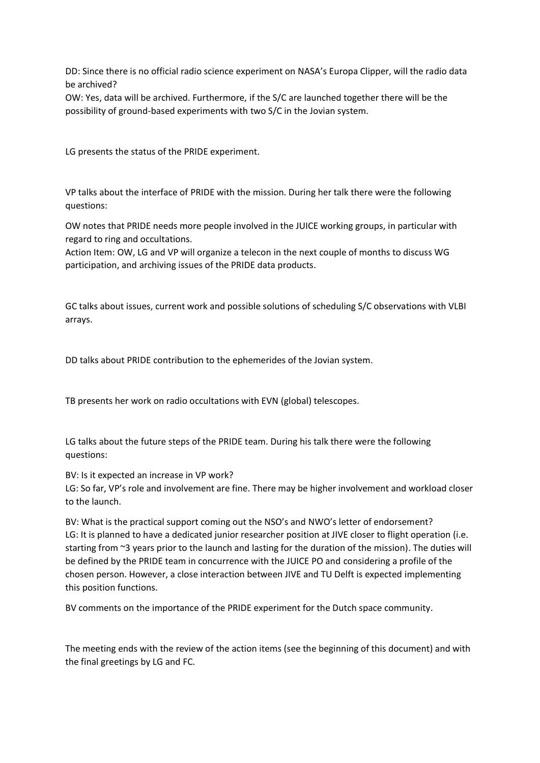DD: Since there is no official radio science experiment on NASA's Europa Clipper, will the radio data be archived?
OW: Yes, data will be archived. Furthermore, if the S/C are launched together there will be the possibility of ground-based experiments with two S/C in the Jovian system.

LG presents the status of the PRIDE experiment.

VP talks about the interface of PRIDE with the mission. During her talk there were the following questions:

OW notes that PRIDE needs more people involved in the JUICE working groups, in particular with regard to ring and occultations.
Action Item: OW, LG and VP will organize a telecon in the next couple of months to discuss WG participation, and archiving issues of the PRIDE data products.

GC talks about issues, current work and possible solutions of scheduling S/C observations with VLBI arrays.

DD talks about PRIDE contribution to the ephemerides of the Jovian system.

TB presents her work on radio occultations with EVN (global) telescopes.

LG talks about the future steps of the PRIDE team. During his talk there were the following questions:

BV: Is it expected an increase in VP work?
LG: So far, VP's role and involvement are fine. There may be higher involvement and workload closer to the launch.

BV: What is the practical support coming out the NSO's and NWO's letter of endorsement?
LG: It is planned to have a dedicated junior researcher position at JIVE closer to flight operation (i.e. starting from ~3 years prior to the launch and lasting for the duration of the mission). The duties will be defined by the PRIDE team in concurrence with the JUICE PO and considering a profile of the chosen person. However, a close interaction between JIVE and TU Delft is expected implementing this position functions.

BV comments on the importance of the PRIDE experiment for the Dutch space community.

The meeting ends with the review of the action items (see the beginning of this document) and with the final greetings by LG and FC.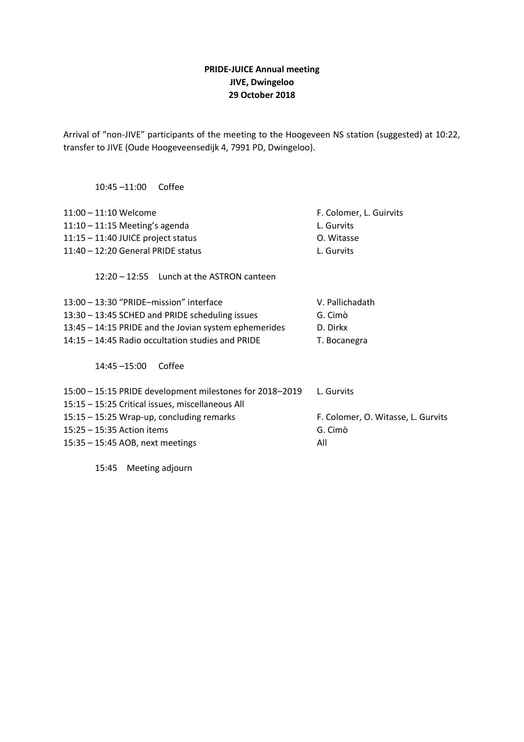**PRIDE-JUICE Annual meeting**
**JIVE, Dwingeloo**
**29 October 2018**

Arrival of "non-JIVE" participants of the meeting to the Hoogeveen NS station (suggested) at 10:22, transfer to JIVE (Oude Hoogeveensedijk 4, 7991 PD, Dwingeloo).

10:45 –11:00 Coffee

| | |
|---|---|
| 11:00 – 11:10 Welcome | F. Colomer, L. Guirvits |
| 11:10 – 11:15 Meeting's agenda | L. Gurvits |
| 11:15 – 11:40 JUICE project status | O. Witasse |
| 11:40 – 12:20 General PRIDE status | L. Gurvits |

12:20 – 12:55 Lunch at the ASTRON canteen

| | |
|---|---|
| 13:00 – 13:30 "PRIDE–mission" interface | V. Pallichadath |
| 13:30 – 13:45 SCHED and PRIDE scheduling issues | G. Cimò |
| 13:45 – 14:15 PRIDE and the Jovian system ephemerides | D. Dirkx |
| 14:15 – 14:45 Radio occultation studies and PRIDE | T. Bocanegra |

14:45 –15:00 Coffee

| | |
|---|---|
| 15:00 – 15:15 PRIDE development milestones for 2018–2019 | L. Gurvits |
| 15:15 – 15:25 Critical issues, miscellaneous All | |
| 15:15 – 15:25 Wrap-up, concluding remarks | F. Colomer, O. Witasse, L. Gurvits |
| 15:25 – 15:35 Action items | G. Cimò |
| 15:35 – 15:45 AOB, next meetings | All |

15:45 Meeting adjourn